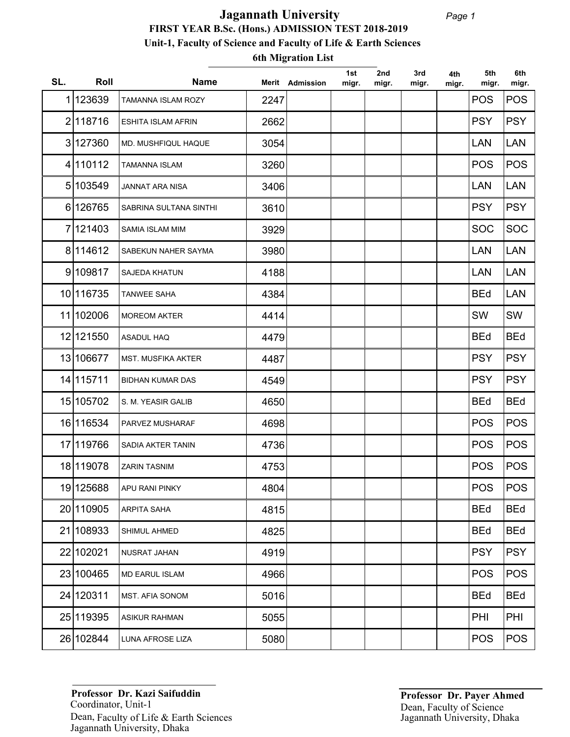# Jagannath University

## FIRST YEAR B.Sc. (Hons.) ADMISSION TEST 2018-2019

### Unit-1, Faculty of Science and Faculty of Life & Earth Sciences

### 6th Migration List

| SL. | Roll | Name | Merit | Admission | 1st migr. | 2nd migr. | 3rd migr. | 4th migr. | 5th migr. | 6th migr. |
|---|---|---|---|---|---|---|---|---|---|---|
| 1 | 123639 | TAMANNA ISLAM ROZY | 2247 | | | | | | POS | POS |
| 2 | 118716 | ESHITA ISLAM AFRIN | 2662 | | | | | | PSY | PSY |
| 3 | 127360 | MD. MUSHFIQUL HAQUE | 3054 | | | | | | LAN | LAN |
| 4 | 110112 | TAMANNA ISLAM | 3260 | | | | | | POS | POS |
| 5 | 103549 | JANNAT ARA NISA | 3406 | | | | | | LAN | LAN |
| 6 | 126765 | SABRINA SULTANA SINTHI | 3610 | | | | | | PSY | PSY |
| 7 | 121403 | SAMIA ISLAM MIM | 3929 | | | | | | SOC | SOC |
| 8 | 114612 | SABEKUN NAHER SAYMA | 3980 | | | | | | LAN | LAN |
| 9 | 109817 | SAJEDA KHATUN | 4188 | | | | | | LAN | LAN |
| 10 | 116735 | TANWEE SAHA | 4384 | | | | | | BEd | LAN |
| 11 | 102006 | MOREOM AKTER | 4414 | | | | | | SW | SW |
| 12 | 121550 | ASADUL HAQ | 4479 | | | | | | BEd | BEd |
| 13 | 106677 | MST. MUSFIKA AKTER | 4487 | | | | | | PSY | PSY |
| 14 | 115711 | BIDHAN KUMAR DAS | 4549 | | | | | | PSY | PSY |
| 15 | 105702 | S. M. YEASIR GALIB | 4650 | | | | | | BEd | BEd |
| 16 | 116534 | PARVEZ MUSHARAF | 4698 | | | | | | POS | POS |
| 17 | 119766 | SADIA AKTER TANIN | 4736 | | | | | | POS | POS |
| 18 | 119078 | ZARIN TASNIM | 4753 | | | | | | POS | POS |
| 19 | 125688 | APU RANI PINKY | 4804 | | | | | | POS | POS |
| 20 | 110905 | ARPITA SAHA | 4815 | | | | | | BEd | BEd |
| 21 | 108933 | SHIMUL AHMED | 4825 | | | | | | BEd | BEd |
| 22 | 102021 | NUSRAT JAHAN | 4919 | | | | | | PSY | PSY |
| 23 | 100465 | MD EARUL ISLAM | 4966 | | | | | | POS | POS |
| 24 | 120311 | MST. AFIA SONOM | 5016 | | | | | | BEd | BEd |
| 25 | 119395 | ASIKUR RAHMAN | 5055 | | | | | | PHI | PHI |
| 26 | 102844 | LUNA AFROSE LIZA | 5080 | | | | | | POS | POS |

**Professor Dr. Kazi Saifuddin**
Coordinator, Unit-1
Dean, Faculty of Life & Earth Sciences
Jagannath University, Dhaka

**Professor Dr. Payer Ahmed**
Dean, Faculty of Science
Jagannath University, Dhaka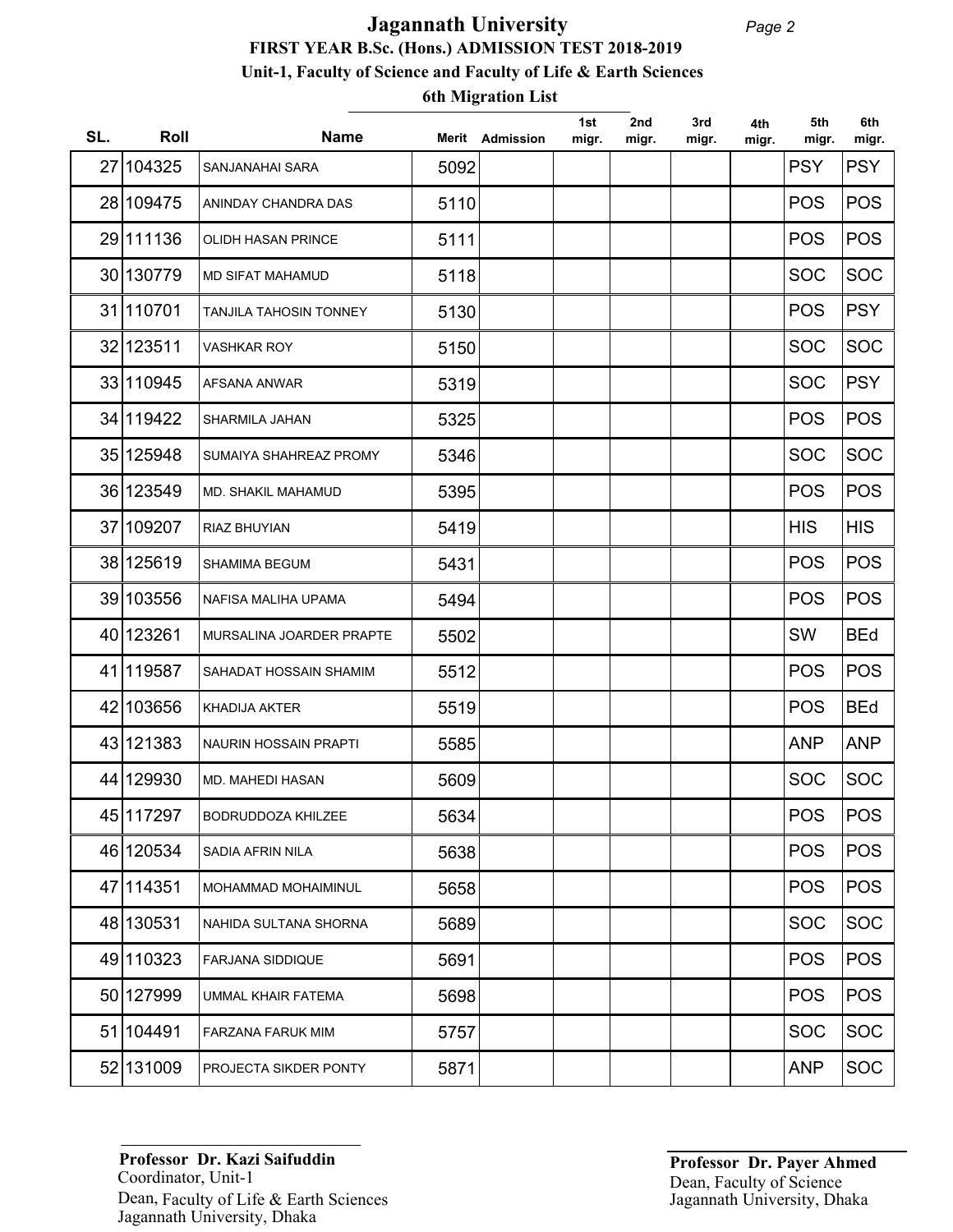# Jagannath University

**FIRST YEAR B.Sc. (Hons.) ADMISSION TEST 2018-2019**

**Unit-1, Faculty of Science and Faculty of Life & Earth Sciences**

**6th Migration List**

| SL. | Roll | Name | Merit | Admission | 1st migr. | 2nd migr. | 3rd migr. | 4th migr. | 5th migr. | 6th migr. |
|---|---|---|---|---|---|---|---|---|---|---|
| 27 | 104325 | SANJANAHAI SARA | 5092 | | | | | | PSY | PSY |
| 28 | 109475 | ANINDAY CHANDRA DAS | 5110 | | | | | | POS | POS |
| 29 | 111136 | OLIDH HASAN PRINCE | 5111 | | | | | | POS | POS |
| 30 | 130779 | MD SIFAT MAHAMUD | 5118 | | | | | | SOC | SOC |
| 31 | 110701 | TANJILA TAHOSIN TONNEY | 5130 | | | | | | POS | PSY |
| 32 | 123511 | VASHKAR ROY | 5150 | | | | | | SOC | SOC |
| 33 | 110945 | AFSANA ANWAR | 5319 | | | | | | SOC | PSY |
| 34 | 119422 | SHARMILA JAHAN | 5325 | | | | | | POS | POS |
| 35 | 125948 | SUMAIYA SHAHREAZ PROMY | 5346 | | | | | | SOC | SOC |
| 36 | 123549 | MD. SHAKIL MAHAMUD | 5395 | | | | | | POS | POS |
| 37 | 109207 | RIAZ BHUYIAN | 5419 | | | | | | HIS | HIS |
| 38 | 125619 | SHAMIMA BEGUM | 5431 | | | | | | POS | POS |
| 39 | 103556 | NAFISA MALIHA UPAMA | 5494 | | | | | | POS | POS |
| 40 | 123261 | MURSALINA JOARDER PRAPTE | 5502 | | | | | | SW | BEd |
| 41 | 119587 | SAHADAT HOSSAIN SHAMIM | 5512 | | | | | | POS | POS |
| 42 | 103656 | KHADIJA AKTER | 5519 | | | | | | POS | BEd |
| 43 | 121383 | NAURIN HOSSAIN PRAPTI | 5585 | | | | | | ANP | ANP |
| 44 | 129930 | MD. MAHEDI HASAN | 5609 | | | | | | SOC | SOC |
| 45 | 117297 | BODRUDDOZA KHILZEE | 5634 | | | | | | POS | POS |
| 46 | 120534 | SADIA AFRIN NILA | 5638 | | | | | | POS | POS |
| 47 | 114351 | MOHAMMAD MOHAIMINUL | 5658 | | | | | | POS | POS |
| 48 | 130531 | NAHIDA SULTANA SHORNA | 5689 | | | | | | SOC | SOC |
| 49 | 110323 | FARJANA SIDDIQUE | 5691 | | | | | | POS | POS |
| 50 | 127999 | UMMAL KHAIR FATEMA | 5698 | | | | | | POS | POS |
| 51 | 104491 | FARZANA FARUK MIM | 5757 | | | | | | SOC | SOC |
| 52 | 131009 | PROJECTA SIKDER PONTY | 5871 | | | | | | ANP | SOC |

**Professor Dr. Kazi Saifuddin**
Coordinator, Unit-1
Dean, Faculty of Life & Earth Sciences
Jagannath University, Dhaka

**Professor Dr. Payer Ahmed**
Dean, Faculty of Science
Jagannath University, Dhaka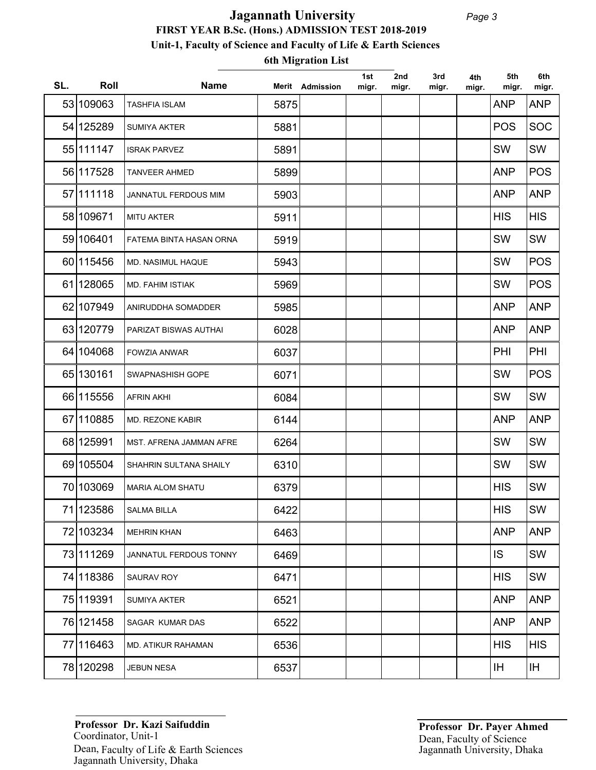# Jagannath University

**FIRST YEAR B.Sc. (Hons.) ADMISSION TEST 2018-2019**

**Unit-1, Faculty of Science and Faculty of Life & Earth Sciences**

**6th Migration List**

| SL. | Roll | Name | Merit | Admission | 1st migr. | 2nd migr. | 3rd migr. | 4th migr. | 5th migr. | 6th migr. |
|---|---|---|---|---|---|---|---|---|---|---|
| 53 | 109063 | TASHFIA ISLAM | 5875 | | | | | | ANP | ANP |
| 54 | 125289 | SUMIYA AKTER | 5881 | | | | | | POS | SOC |
| 55 | 111147 | ISRAK PARVEZ | 5891 | | | | | | SW | SW |
| 56 | 117528 | TANVEER AHMED | 5899 | | | | | | ANP | POS |
| 57 | 111118 | JANNATUL FERDOUS MIM | 5903 | | | | | | ANP | ANP |
| 58 | 109671 | MITU AKTER | 5911 | | | | | | HIS | HIS |
| 59 | 106401 | FATEMA BINTA HASAN ORNA | 5919 | | | | | | SW | SW |
| 60 | 115456 | MD. NASIMUL HAQUE | 5943 | | | | | | SW | POS |
| 61 | 128065 | MD. FAHIM ISTIAK | 5969 | | | | | | SW | POS |
| 62 | 107949 | ANIRUDDHA SOMADDER | 5985 | | | | | | ANP | ANP |
| 63 | 120779 | PARIZAT BISWAS AUTHAI | 6028 | | | | | | ANP | ANP |
| 64 | 104068 | FOWZIA ANWAR | 6037 | | | | | | PHI | PHI |
| 65 | 130161 | SWAPNASHISH GOPE | 6071 | | | | | | SW | POS |
| 66 | 115556 | AFRIN AKHI | 6084 | | | | | | SW | SW |
| 67 | 110885 | MD. REZONE KABIR | 6144 | | | | | | ANP | ANP |
| 68 | 125991 | MST. AFRENA JAMMAN AFRE | 6264 | | | | | | SW | SW |
| 69 | 105504 | SHAHRIN SULTANA SHAILY | 6310 | | | | | | SW | SW |
| 70 | 103069 | MARIA ALOM SHATU | 6379 | | | | | | HIS | SW |
| 71 | 123586 | SALMA BILLA | 6422 | | | | | | HIS | SW |
| 72 | 103234 | MEHRIN KHAN | 6463 | | | | | | ANP | ANP |
| 73 | 111269 | JANNATUL FERDOUS TONNY | 6469 | | | | | | IS | SW |
| 74 | 118386 | SAURAV ROY | 6471 | | | | | | HIS | SW |
| 75 | 119391 | SUMIYA AKTER | 6521 | | | | | | ANP | ANP |
| 76 | 121458 | SAGAR KUMAR DAS | 6522 | | | | | | ANP | ANP |
| 77 | 116463 | MD. ATIKUR RAHAMAN | 6536 | | | | | | HIS | HIS |
| 78 | 120298 | JEBUN NESA | 6537 | | | | | | IH | IH |

**Professor Dr. Kazi Saifuddin**
Coordinator, Unit-1
Dean, Faculty of Life & Earth Sciences
Jagannath University, Dhaka

**Professor Dr. Payer Ahmed**
Dean, Faculty of Science
Jagannath University, Dhaka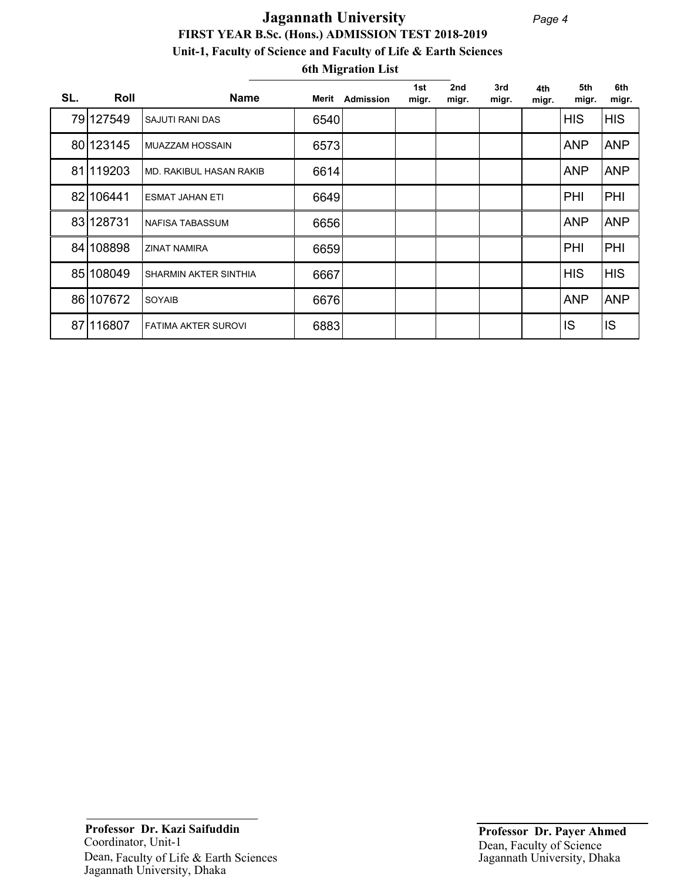# Jagannath University

## FIRST YEAR B.Sc. (Hons.) ADMISSION TEST 2018-2019

### Unit-1, Faculty of Science and Faculty of Life & Earth Sciences

### 6th Migration List

| SL. | Roll | Name | Merit | Admission | 1st migr. | 2nd migr. | 3rd migr. | 4th migr. | 5th migr. | 6th migr. |
|---|---|---|---|---|---|---|---|---|---|---|
| 79 | 127549 | SAJUTI RANI DAS | 6540 | | | | | | HIS | HIS |
| 80 | 123145 | MUAZZAM HOSSAIN | 6573 | | | | | | ANP | ANP |
| 81 | 119203 | MD. RAKIBUL HASAN RAKIB | 6614 | | | | | | ANP | ANP |
| 82 | 106441 | ESMAT JAHAN ETI | 6649 | | | | | | PHI | PHI |
| 83 | 128731 | NAFISA TABASSUM | 6656 | | | | | | ANP | ANP |
| 84 | 108898 | ZINAT NAMIRA | 6659 | | | | | | PHI | PHI |
| 85 | 108049 | SHARMIN AKTER SINTHIA | 6667 | | | | | | HIS | HIS |
| 86 | 107672 | SOYAIB | 6676 | | | | | | ANP | ANP |
| 87 | 116807 | FATIMA AKTER SUROVI | 6883 | | | | | | IS | IS |

**Professor Dr. Kazi Saifuddin**
Coordinator, Unit-1
Dean, Faculty of Life & Earth Sciences
Jagannath University, Dhaka

**Professor Dr. Payer Ahmed**
Dean, Faculty of Science
Jagannath University, Dhaka